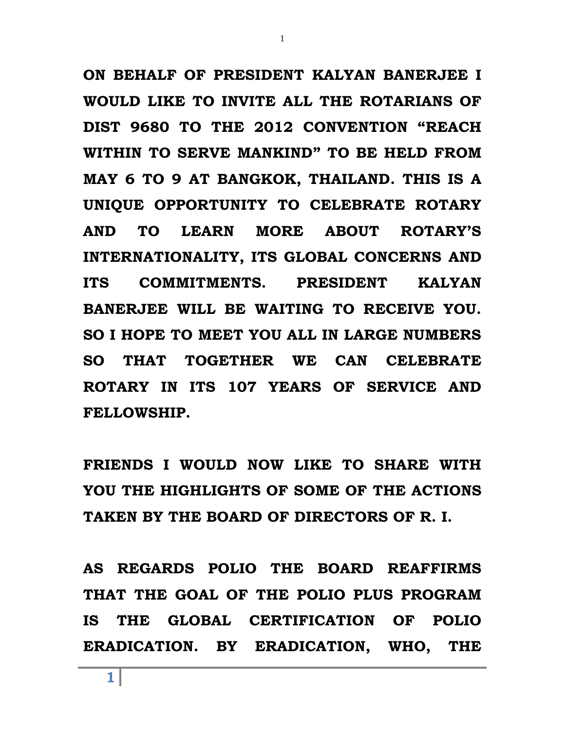**ON BEHALF OF PRESIDENT KALYAN BANERJEE I WOULD LIKE TO INVITE ALL THE ROTARIANS OF DIST 9680 TO THE 2012 CONVENTION "REACH WITHIN TO SERVE MANKIND" TO BE HELD FROM MAY 6 TO 9 AT BANGKOK, THAILAND. THIS IS A UNIQUE OPPORTUNITY TO CELEBRATE ROTARY AND TO LEARN MORE ABOUT ROTARY'S INTERNATIONALITY, ITS GLOBAL CONCERNS AND ITS COMMITMENTS. PRESIDENT KALYAN BANERJEE WILL BE WAITING TO RECEIVE YOU. SO I HOPE TO MEET YOU ALL IN LARGE NUMBERS SO THAT TOGETHER WE CAN CELEBRATE ROTARY IN ITS 107 YEARS OF SERVICE AND FELLOWSHIP.**

**FRIENDS I WOULD NOW LIKE TO SHARE WITH YOU THE HIGHLIGHTS OF SOME OF THE ACTIONS TAKEN BY THE BOARD OF DIRECTORS OF R. I.**

**AS REGARDS POLIO THE BOARD REAFFIRMS THAT THE GOAL OF THE POLIO PLUS PROGRAM IS THE GLOBAL CERTIFICATION OF POLIO ERADICATION. BY ERADICATION, WHO, THE**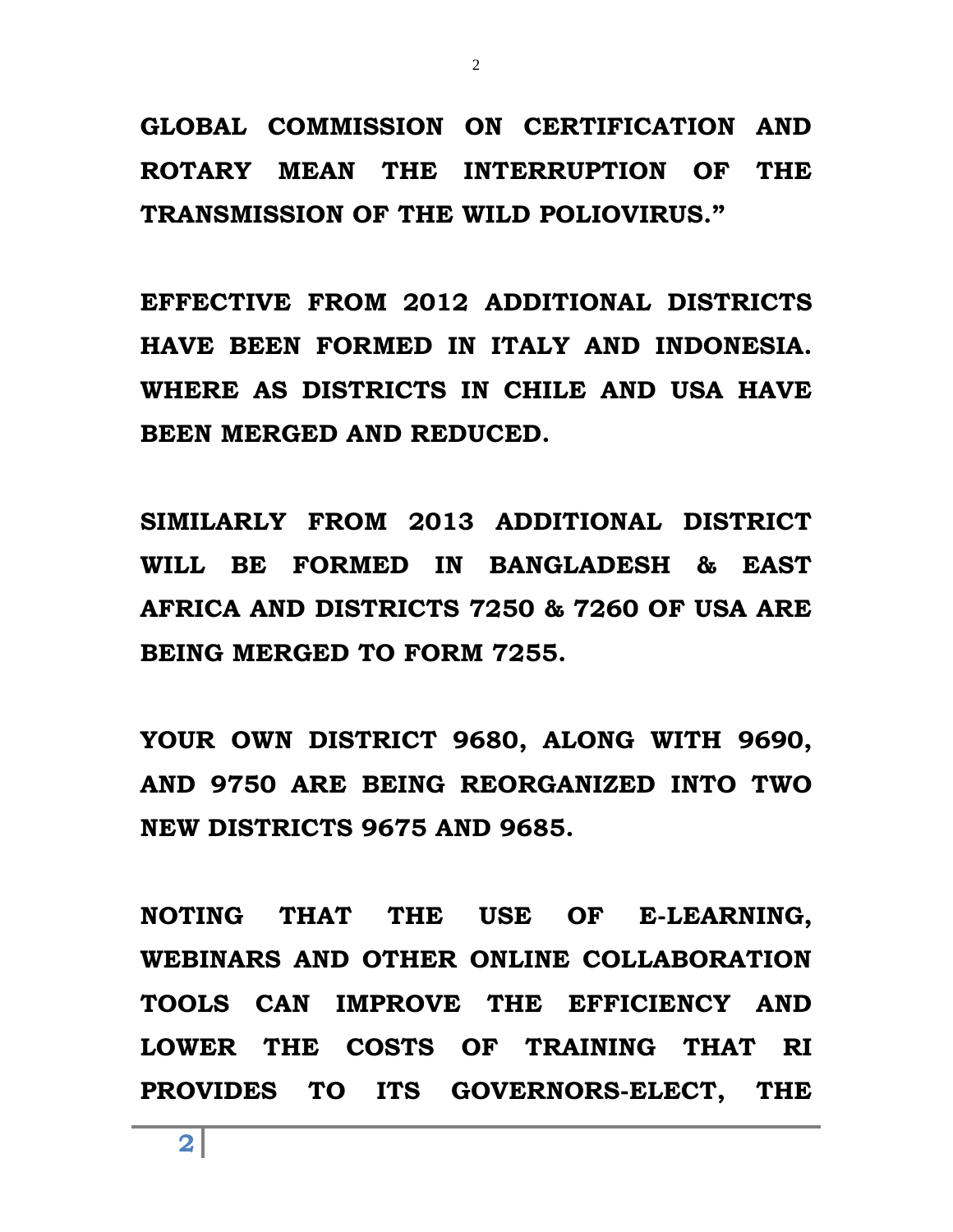**GLOBAL COMMISSION ON CERTIFICATION AND ROTARY MEAN THE INTERRUPTION OF THE TRANSMISSION OF THE WILD POLIOVIRUS."**

**EFFECTIVE FROM 2012 ADDITIONAL DISTRICTS HAVE BEEN FORMED IN ITALY AND INDONESIA. WHERE AS DISTRICTS IN CHILE AND USA HAVE BEEN MERGED AND REDUCED.**

**SIMILARLY FROM 2013 ADDITIONAL DISTRICT WILL BE FORMED IN BANGLADESH & EAST AFRICA AND DISTRICTS 7250 & 7260 OF USA ARE BEING MERGED TO FORM 7255.**

**YOUR OWN DISTRICT 9680, ALONG WITH 9690, AND 9750 ARE BEING REORGANIZED INTO TWO NEW DISTRICTS 9675 AND 9685.**

**NOTING THAT THE USE OF E-LEARNING, WEBINARS AND OTHER ONLINE COLLABORATION TOOLS CAN IMPROVE THE EFFICIENCY AND LOWER THE COSTS OF TRAINING THAT RI PROVIDES TO ITS GOVERNORS-ELECT, THE**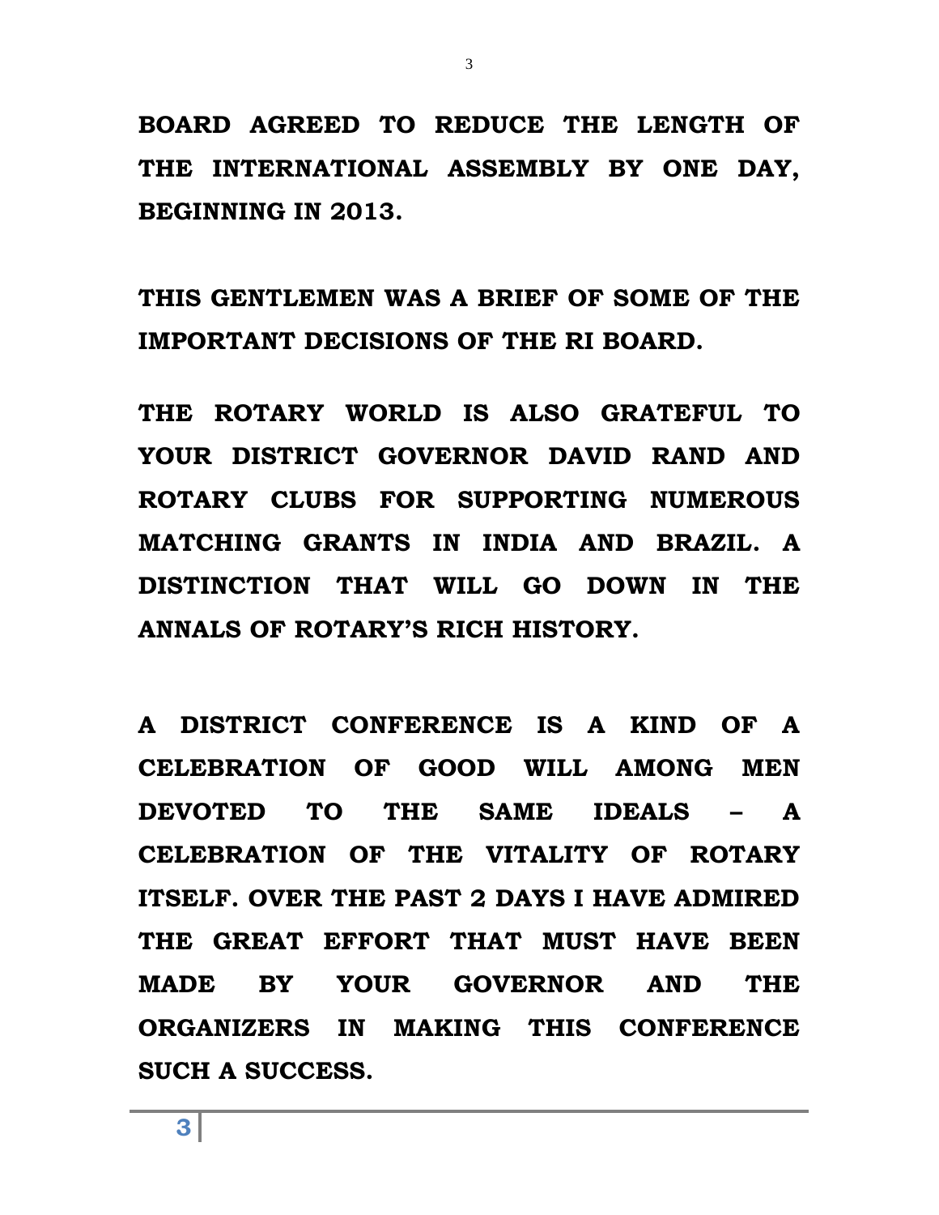**BOARD AGREED TO REDUCE THE LENGTH OF THE INTERNATIONAL ASSEMBLY BY ONE DAY, BEGINNING IN 2013.**

**THIS GENTLEMEN WAS A BRIEF OF SOME OF THE IMPORTANT DECISIONS OF THE RI BOARD.**

**THE ROTARY WORLD IS ALSO GRATEFUL TO YOUR DISTRICT GOVERNOR DAVID RAND AND ROTARY CLUBS FOR SUPPORTING NUMEROUS MATCHING GRANTS IN INDIA AND BRAZIL. A DISTINCTION THAT WILL GO DOWN IN THE ANNALS OF ROTARY'S RICH HISTORY.**

**A DISTRICT CONFERENCE IS A KIND OF A CELEBRATION OF GOOD WILL AMONG MEN DEVOTED TO THE SAME IDEALS – A CELEBRATION OF THE VITALITY OF ROTARY ITSELF. OVER THE PAST 2 DAYS I HAVE ADMIRED THE GREAT EFFORT THAT MUST HAVE BEEN MADE BY YOUR GOVERNOR AND THE ORGANIZERS IN MAKING THIS CONFERENCE SUCH A SUCCESS.**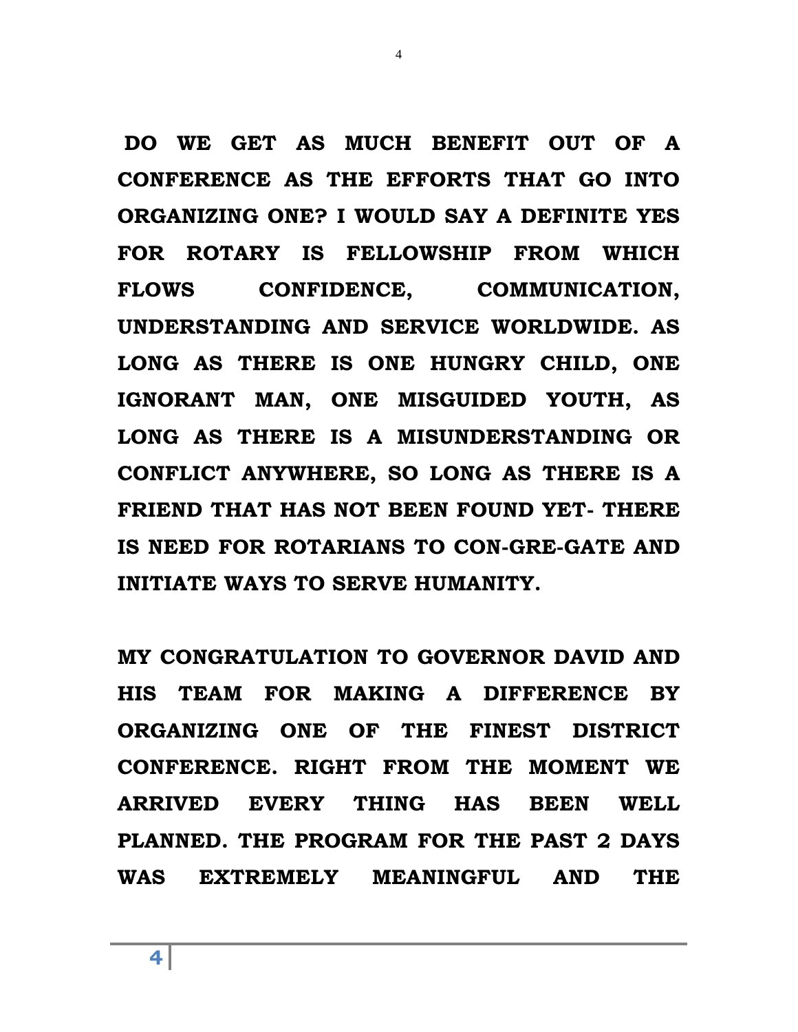**DO WE GET AS MUCH BENEFIT OUT OF A CONFERENCE AS THE EFFORTS THAT GO INTO ORGANIZING ONE? I WOULD SAY A DEFINITE YES FOR ROTARY IS FELLOWSHIP FROM WHICH FLOWS CONFIDENCE, COMMUNICATION, UNDERSTANDING AND SERVICE WORLDWIDE. AS LONG AS THERE IS ONE HUNGRY CHILD, ONE IGNORANT MAN, ONE MISGUIDED YOUTH, AS LONG AS THERE IS A MISUNDERSTANDING OR CONFLICT ANYWHERE, SO LONG AS THERE IS A FRIEND THAT HAS NOT BEEN FOUND YET- THERE IS NEED FOR ROTARIANS TO CON-GRE-GATE AND INITIATE WAYS TO SERVE HUMANITY.**

**MY CONGRATULATION TO GOVERNOR DAVID AND HIS TEAM FOR MAKING A DIFFERENCE BY ORGANIZING ONE OF THE FINEST DISTRICT CONFERENCE. RIGHT FROM THE MOMENT WE ARRIVED EVERY THING HAS BEEN WELL PLANNED. THE PROGRAM FOR THE PAST 2 DAYS WAS EXTREMELY MEANINGFUL AND THE**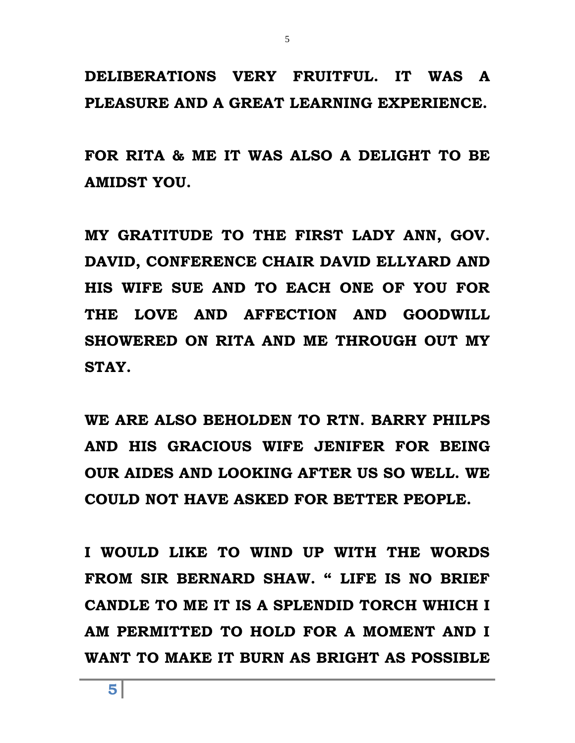**DELIBERATIONS VERY FRUITFUL. IT WAS A PLEASURE AND A GREAT LEARNING EXPERIENCE.**

**FOR RITA & ME IT WAS ALSO A DELIGHT TO BE AMIDST YOU.**

**MY GRATITUDE TO THE FIRST LADY ANN, GOV. DAVID, CONFERENCE CHAIR DAVID ELLYARD AND HIS WIFE SUE AND TO EACH ONE OF YOU FOR THE LOVE AND AFFECTION AND GOODWILL SHOWERED ON RITA AND ME THROUGH OUT MY STAY.**

**WE ARE ALSO BEHOLDEN TO RTN. BARRY PHILPS AND HIS GRACIOUS WIFE JENIFER FOR BEING OUR AIDES AND LOOKING AFTER US SO WELL. WE COULD NOT HAVE ASKED FOR BETTER PEOPLE.**

**I WOULD LIKE TO WIND UP WITH THE WORDS FROM SIR BERNARD SHAW. " LIFE IS NO BRIEF CANDLE TO ME IT IS A SPLENDID TORCH WHICH I AM PERMITTED TO HOLD FOR A MOMENT AND I WANT TO MAKE IT BURN AS BRIGHT AS POSSIBLE**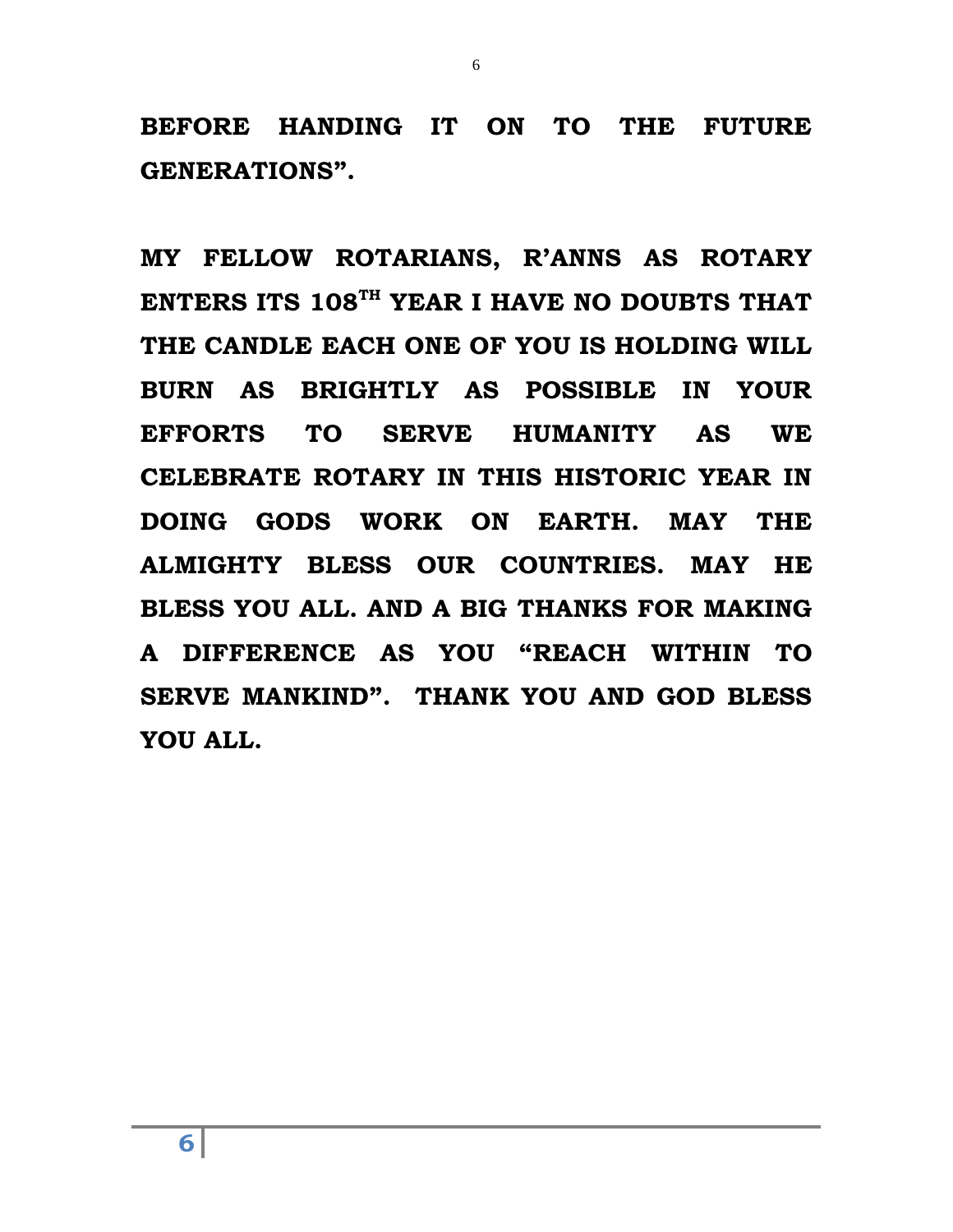**BEFORE HANDING IT ON TO THE FUTURE GENERATIONS".**

**MY FELLOW ROTARIANS, R'ANNS AS ROTARY ENTERS ITS 108$^{TH}$ YEAR I HAVE NO DOUBTS THAT THE CANDLE EACH ONE OF YOU IS HOLDING WILL BURN AS BRIGHTLY AS POSSIBLE IN YOUR EFFORTS TO SERVE HUMANITY AS WE CELEBRATE ROTARY IN THIS HISTORIC YEAR IN DOING GODS WORK ON EARTH. MAY THE ALMIGHTY BLESS OUR COUNTRIES. MAY HE BLESS YOU ALL. AND A BIG THANKS FOR MAKING A DIFFERENCE AS YOU "REACH WITHIN TO SERVE MANKIND". THANK YOU AND GOD BLESS YOU ALL.**